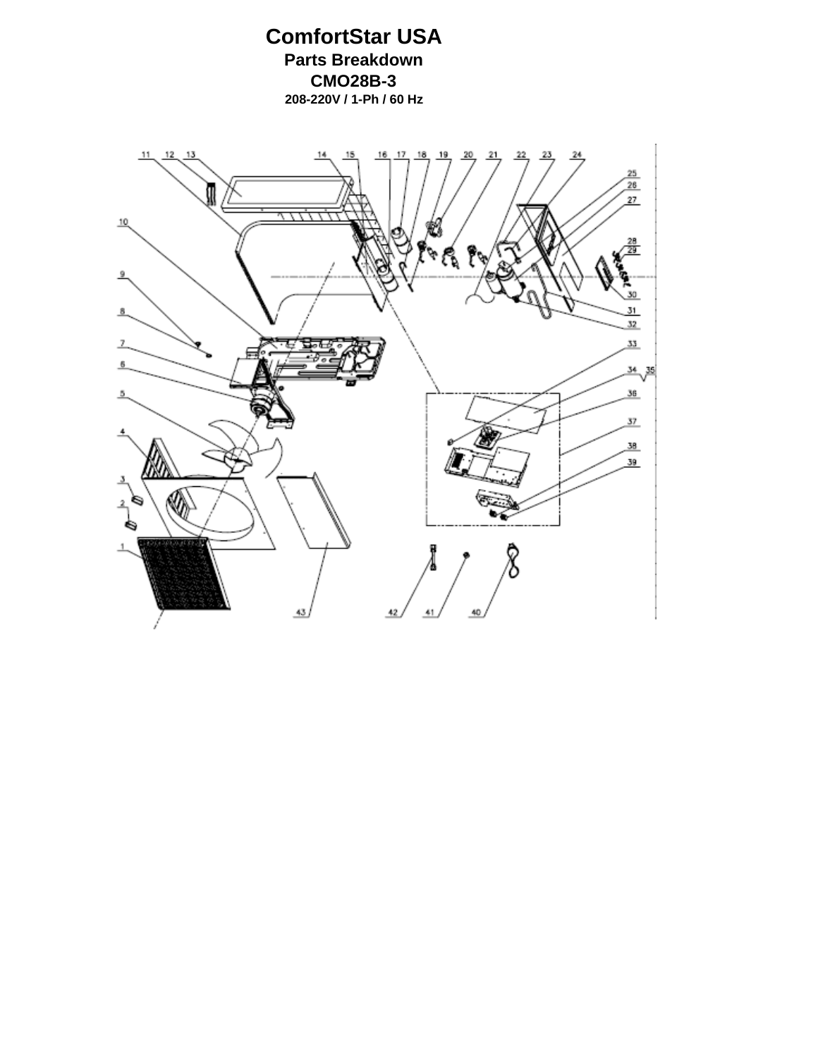# ComfortStar USA

**Parts Breakdown**

**CMO28B-3**

**208-220V / 1-Ph / 60 Hz**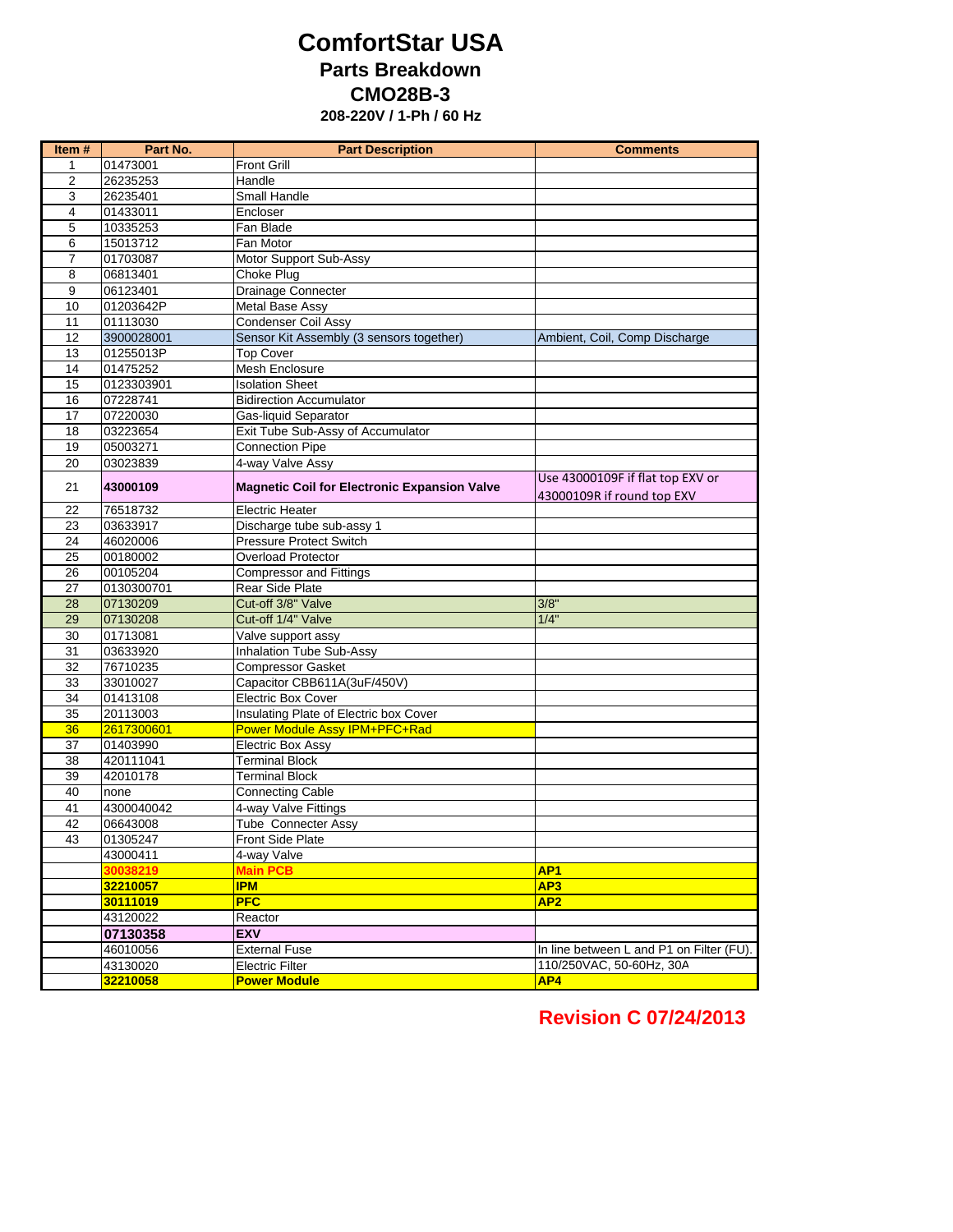# ComfortStar USA

## Parts Breakdown

## CMO28B-3

### 208-220V / 1-Ph / 60 Hz

| Item # | Part No. | Part Description | Comments |
|---|---|---|---|
| 1 | 01473001 | Front Grill | |
| 2 | 26235253 | Handle | |
| 3 | 26235401 | Small Handle | |
| 4 | 01433011 | Encloser | |
| 5 | 10335253 | Fan Blade | |
| 6 | 15013712 | Fan Motor | |
| 7 | 01703087 | Motor Support Sub-Assy | |
| 8 | 06813401 | Choke Plug | |
| 9 | 06123401 | Drainage Connecter | |
| 10 | 01203642P | Metal Base Assy | |
| 11 | 01113030 | Condenser Coil Assy | |
| 12 | 3900028001 | Sensor Kit Assembly (3 sensors together) | Ambient, Coil, Comp Discharge |
| 13 | 01255013P | Top Cover | |
| 14 | 01475252 | Mesh Enclosure | |
| 15 | 0123303901 | Isolation Sheet | |
| 16 | 07228741 | Bidirection Accumulator | |
| 17 | 07220030 | Gas-liquid Separator | |
| 18 | 03223654 | Exit Tube Sub-Assy of Accumulator | |
| 19 | 05003271 | Connection Pipe | |
| 20 | 03023839 | 4-way Valve Assy | |
| 21 | **43000109** | **Magnetic Coil for Electronic Expansion Valve** | Use 43000109F if flat top EXV or 43000109R if round top EXV |
| 22 | 76518732 | Electric Heater | |
| 23 | 03633917 | Discharge tube sub-assy 1 | |
| 24 | 46020006 | Pressure Protect Switch | |
| 25 | 00180002 | Overload Protector | |
| 26 | 00105204 | Compressor and Fittings | |
| 27 | 0130300701 | Rear Side Plate | |
| 28 | 07130209 | Cut-off 3/8" Valve | 3/8" |
| 29 | 07130208 | Cut-off 1/4" Valve | 1/4" |
| 30 | 01713081 | Valve support assy | |
| 31 | 03633920 | Inhalation Tube Sub-Assy | |
| 32 | 76710235 | Compressor Gasket | |
| 33 | 33010027 | Capacitor CBB611A(3uF/450V) | |
| 34 | 01413108 | Electric Box Cover | |
| 35 | 20113003 | Insulating Plate of Electric box Cover | |
| 36 | 2617300601 | Power Module Assy IPM+PFC+Rad | |
| 37 | 01403990 | Electric Box Assy | |
| 38 | 420111041 | Terminal Block | |
| 39 | 42010178 | Terminal Block | |
| 40 | none | Connecting Cable | |
| 41 | 4300040042 | 4-way Valve Fittings | |
| 42 | 06643008 | Tube Connecter Assy | |
| 43 | 01305247 | Front Side Plate | |
| | 43000411 | 4-way Valve | |
| | **30038219** | **Main PCB** | **AP1** |
| | **32210057** | **IPM** | **AP3** |
| | **30111019** | **PFC** | **AP2** |
| | 43120022 | Reactor | |
| | **07130358** | **EXV** | |
| | 46010056 | External Fuse | In line between L and P1 on Filter (FU). |
| | 43130020 | Electric Filter | 110/250VAC, 50-60Hz, 30A |
| | **32210058** | **Power Module** | **AP4** |

**Revision C 07/24/2013**